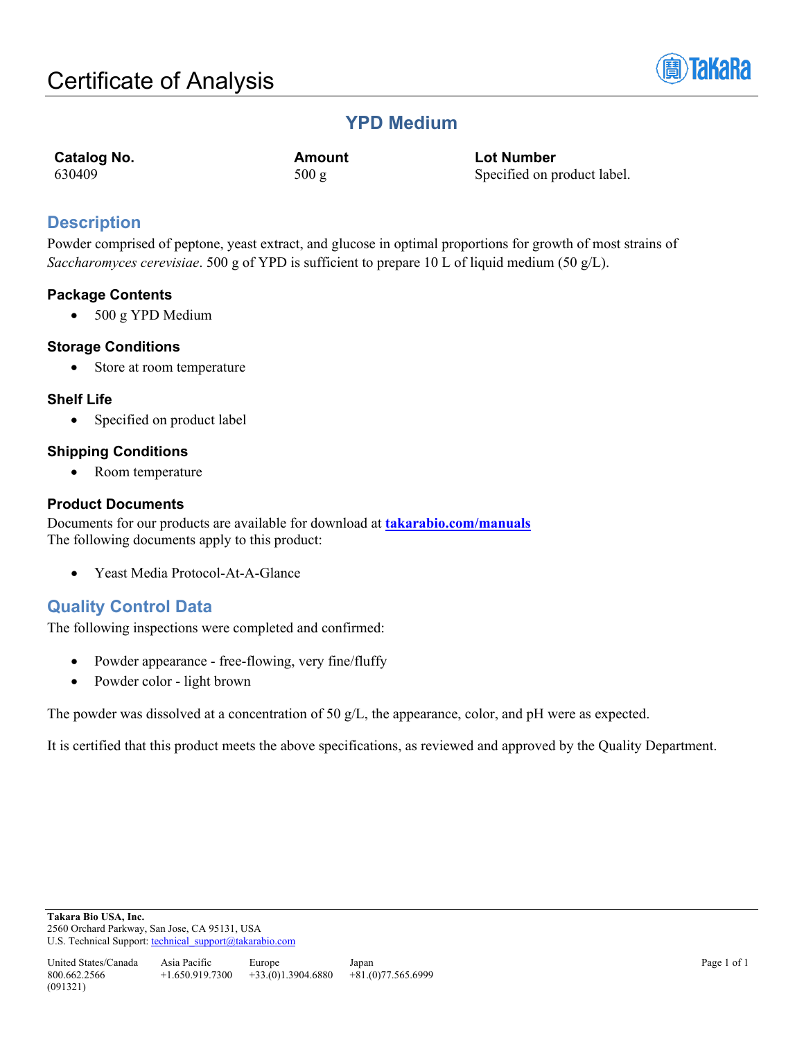# Certificate of Analysis

## YPD Medium

| **Catalog No.** | **Amount** | **Lot Number** |
| --- | --- | --- |
| 630409 | 500 g | Specified on product label. |

## Description

Powder comprised of peptone, yeast extract, and glucose in optimal proportions for growth of most strains of *Saccharomyces cerevisiae*. 500 g of YPD is sufficient to prepare 10 L of liquid medium (50 g/L).

### Package Contents

- 500 g YPD Medium

### Storage Conditions

- Store at room temperature

### Shelf Life

- Specified on product label

### Shipping Conditions

- Room temperature

### Product Documents

Documents for our products are available for download at **takarabio.com/manuals**
The following documents apply to this product:

- Yeast Media Protocol-At-A-Glance

## Quality Control Data

The following inspections were completed and confirmed:

- Powder appearance - free-flowing, very fine/fluffy
- Powder color - light brown

The powder was dissolved at a concentration of 50 g/L, the appearance, color, and pH were as expected.

It is certified that this product meets the above specifications, as reviewed and approved by the Quality Department.

**Takara Bio USA, Inc.**
2560 Orchard Parkway, San Jose, CA 95131, USA
U.S. Technical Support: technical_support@takarabio.com

| United States/Canada | Asia Pacific | Europe | Japan |
| --- | --- | --- | --- |
| 800.662.2566 | +1.650.919.7300 | +33.(0)1.3904.6880 | +81.(0)77.565.6999 |

(091321)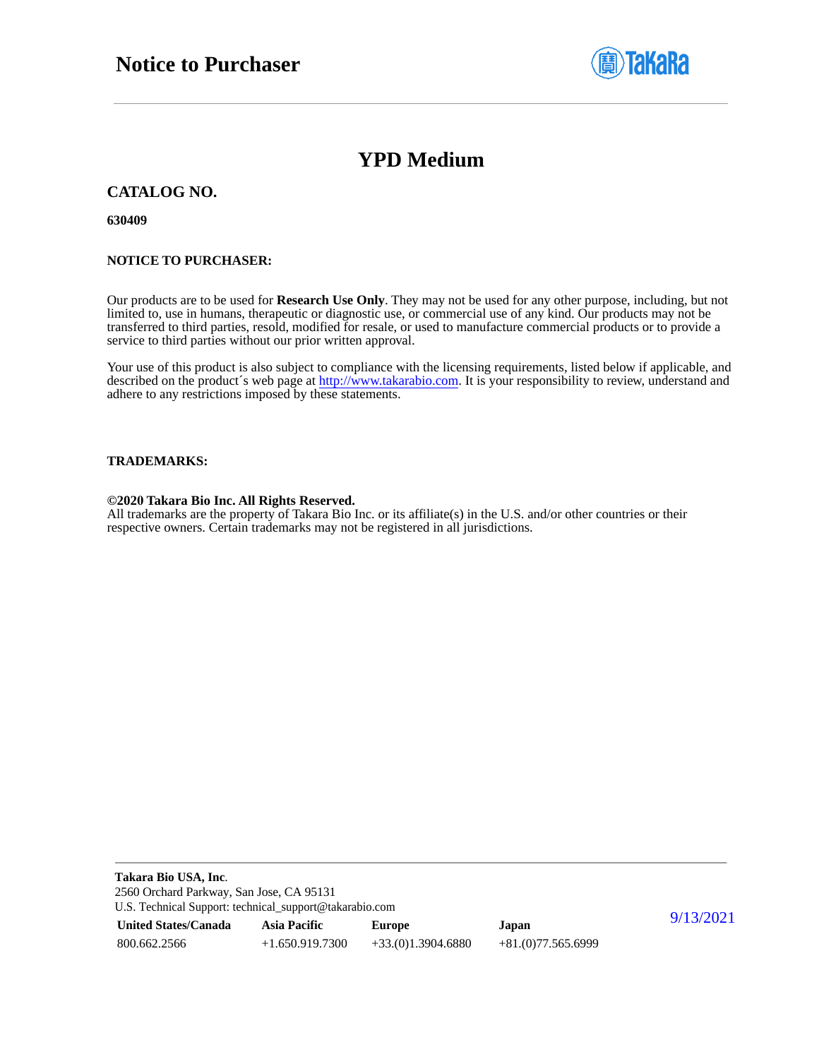# Notice to Purchaser

## YPD Medium

### CATALOG NO.

**630409**

**NOTICE TO PURCHASER:**

Our products are to be used for **Research Use Only**. They may not be used for any other purpose, including, but not limited to, use in humans, therapeutic or diagnostic use, or commercial use of any kind. Our products may not be transferred to third parties, resold, modified for resale, or used to manufacture commercial products or to provide a service to third parties without our prior written approval.

Your use of this product is also subject to compliance with the licensing requirements, listed below if applicable, and described on the product´s web page at http://www.takarabio.com. It is your responsibility to review, understand and adhere to any restrictions imposed by these statements.

**TRADEMARKS:**

**©2020 Takara Bio Inc. All Rights Reserved.**
All trademarks are the property of Takara Bio Inc. or its affiliate(s) in the U.S. and/or other countries or their respective owners. Certain trademarks may not be registered in all jurisdictions.

**Takara Bio USA, Inc**.
2560 Orchard Parkway, San Jose, CA 95131
U.S. Technical Support: technical_support@takarabio.com

| United States/Canada | Asia Pacific | Europe | Japan |
|---|---|---|---|
| 800.662.2566 | +1.650.919.7300 | +33.(0)1.3904.6880 | +81.(0)77.565.6999 |

9/13/2021